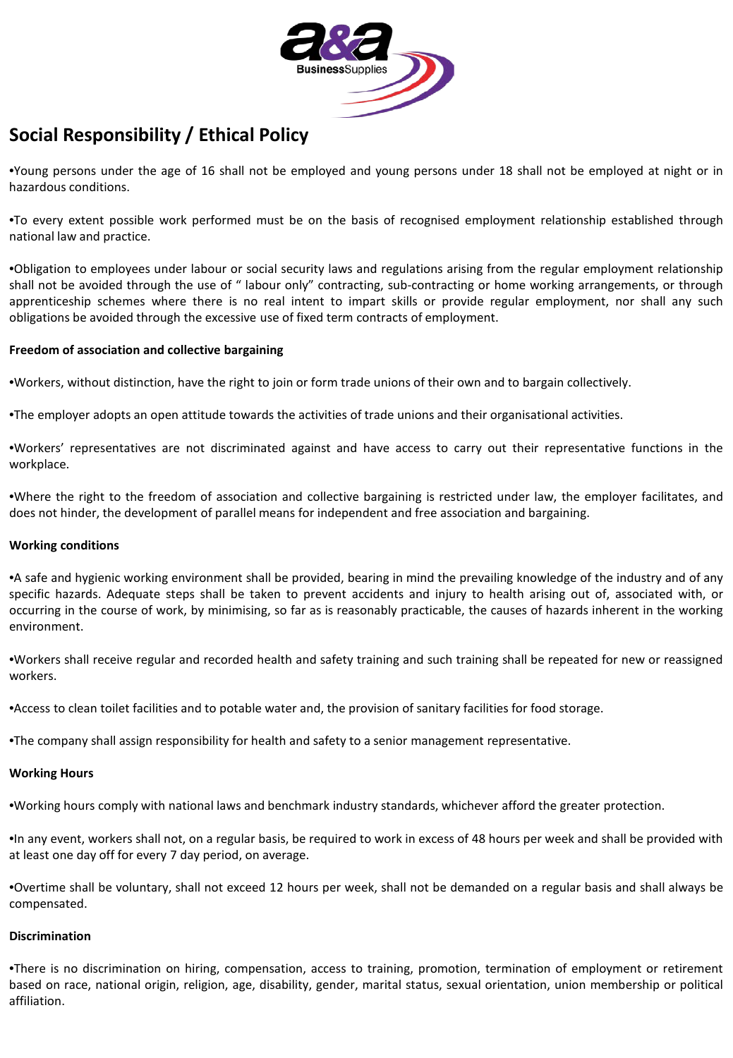# Social Responsibility / Ethical Policy

•Young persons under the age of 16 shall not be employed and young persons under 18 shall not be employed at night or in hazardous conditions.

•To every extent possible work performed must be on the basis of recognised employment relationship established through national law and practice.

•Obligation to employees under labour or social security laws and regulations arising from the regular employment relationship shall not be avoided through the use of " labour only" contracting, sub-contracting or home working arrangements, or through apprenticeship schemes where there is no real intent to impart skills or provide regular employment, nor shall any such obligations be avoided through the excessive use of fixed term contracts of employment.

**Freedom of association and collective bargaining**

•Workers, without distinction, have the right to join or form trade unions of their own and to bargain collectively.

•The employer adopts an open attitude towards the activities of trade unions and their organisational activities.

•Workers' representatives are not discriminated against and have access to carry out their representative functions in the workplace.

•Where the right to the freedom of association and collective bargaining is restricted under law, the employer facilitates, and does not hinder, the development of parallel means for independent and free association and bargaining.

**Working conditions**

•A safe and hygienic working environment shall be provided, bearing in mind the prevailing knowledge of the industry and of any specific hazards. Adequate steps shall be taken to prevent accidents and injury to health arising out of, associated with, or occurring in the course of work, by minimising, so far as is reasonably practicable, the causes of hazards inherent in the working environment.

•Workers shall receive regular and recorded health and safety training and such training shall be repeated for new or reassigned workers.

•Access to clean toilet facilities and to potable water and, the provision of sanitary facilities for food storage.

•The company shall assign responsibility for health and safety to a senior management representative.

**Working Hours**

•Working hours comply with national laws and benchmark industry standards, whichever afford the greater protection.

•In any event, workers shall not, on a regular basis, be required to work in excess of 48 hours per week and shall be provided with at least one day off for every 7 day period, on average.

•Overtime shall be voluntary, shall not exceed 12 hours per week, shall not be demanded on a regular basis and shall always be compensated.

**Discrimination**

•There is no discrimination on hiring, compensation, access to training, promotion, termination of employment or retirement based on race, national origin, religion, age, disability, gender, marital status, sexual orientation, union membership or political affiliation.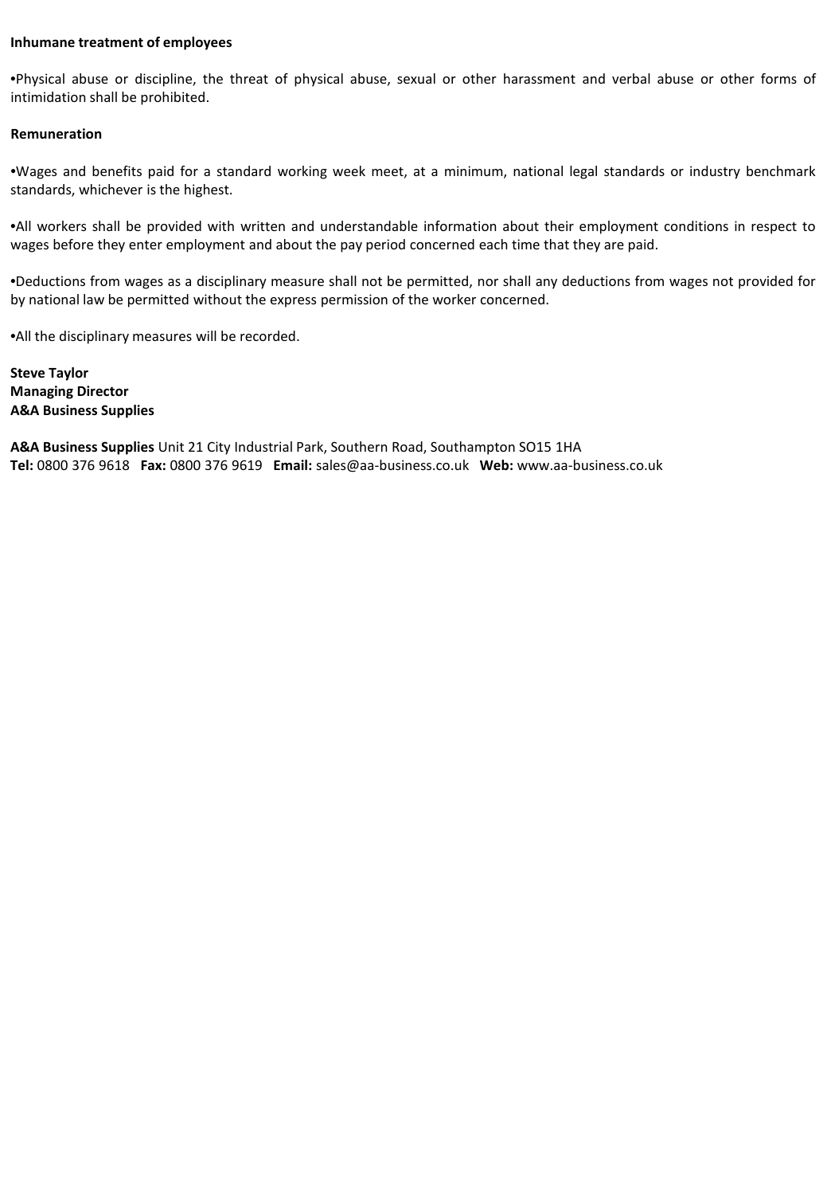**Inhumane treatment of employees**

•Physical abuse or discipline, the threat of physical abuse, sexual or other harassment and verbal abuse or other forms of intimidation shall be prohibited.

**Remuneration**

•Wages and benefits paid for a standard working week meet, at a minimum, national legal standards or industry benchmark standards, whichever is the highest.

•All workers shall be provided with written and understandable information about their employment conditions in respect to wages before they enter employment and about the pay period concerned each time that they are paid.

•Deductions from wages as a disciplinary measure shall not be permitted, nor shall any deductions from wages not provided for by national law be permitted without the express permission of the worker concerned.

•All the disciplinary measures will be recorded.

**Steve Taylor**
**Managing Director**
**A&A Business Supplies**

**A&A Business Supplies** Unit 21 City Industrial Park, Southern Road, Southampton SO15 1HA
**Tel:** 0800 376 9618 **Fax:** 0800 376 9619 **Email:** sales@aa-business.co.uk **Web:** www.aa-business.co.uk